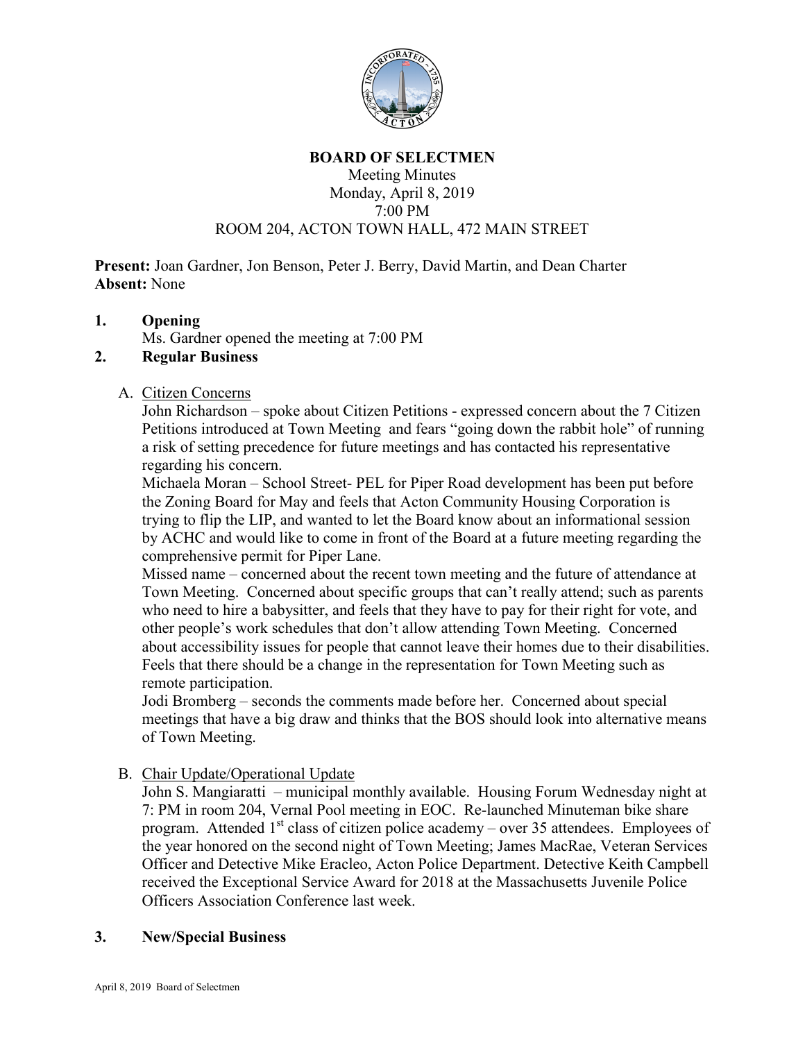# BOARD OF SELECTMEN

Meeting Minutes
Monday, April 8, 2019
7:00 PM
ROOM 204, ACTON TOWN HALL, 472 MAIN STREET

**Present:** Joan Gardner, Jon Benson, Peter J. Berry, David Martin, and Dean Charter
**Absent:** None

1. **Opening**
   Ms. Gardner opened the meeting at 7:00 PM

2. **Regular Business**

   A. Citizen Concerns
   John Richardson – spoke about Citizen Petitions - expressed concern about the 7 Citizen Petitions introduced at Town Meeting and fears "going down the rabbit hole" of running a risk of setting precedence for future meetings and has contacted his representative regarding his concern.
   Michaela Moran – School Street- PEL for Piper Road development has been put before the Zoning Board for May and feels that Acton Community Housing Corporation is trying to flip the LIP, and wanted to let the Board know about an informational session by ACHC and would like to come in front of the Board at a future meeting regarding the comprehensive permit for Piper Lane.
   Missed name – concerned about the recent town meeting and the future of attendance at Town Meeting. Concerned about specific groups that can't really attend; such as parents who need to hire a babysitter, and feels that they have to pay for their right for vote, and other people's work schedules that don't allow attending Town Meeting. Concerned about accessibility issues for people that cannot leave their homes due to their disabilities. Feels that there should be a change in the representation for Town Meeting such as remote participation.
   Jodi Bromberg – seconds the comments made before her. Concerned about special meetings that have a big draw and thinks that the BOS should look into alternative means of Town Meeting.

   B. Chair Update/Operational Update
   John S. Mangiaratti – municipal monthly available. Housing Forum Wednesday night at 7: PM in room 204, Vernal Pool meeting in EOC. Re-launched Minuteman bike share program. Attended 1st class of citizen police academy – over 35 attendees. Employees of the year honored on the second night of Town Meeting; James MacRae, Veteran Services Officer and Detective Mike Eracleo, Acton Police Department. Detective Keith Campbell received the Exceptional Service Award for 2018 at the Massachusetts Juvenile Police Officers Association Conference last week.

3. **New/Special Business**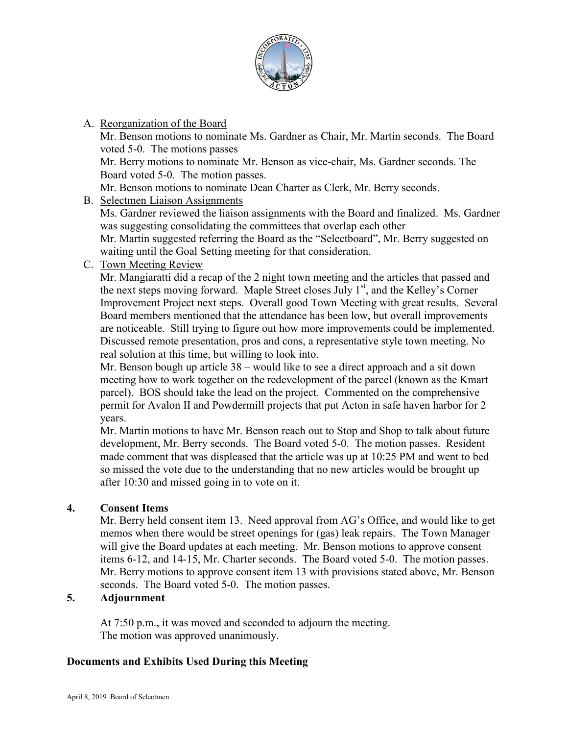A. Reorganization of the Board

Mr. Benson motions to nominate Ms. Gardner as Chair, Mr. Martin seconds. The Board voted 5-0. The motions passes

Mr. Berry motions to nominate Mr. Benson as vice-chair, Ms. Gardner seconds. The Board voted 5-0. The motion passes.

Mr. Benson motions to nominate Dean Charter as Clerk, Mr. Berry seconds.

B. Selectmen Liaison Assignments

Ms. Gardner reviewed the liaison assignments with the Board and finalized. Ms. Gardner was suggesting consolidating the committees that overlap each other

Mr. Martin suggested referring the Board as the "Selectboard", Mr. Berry suggested on waiting until the Goal Setting meeting for that consideration.

C. Town Meeting Review

Mr. Mangiaratti did a recap of the 2 night town meeting and the articles that passed and the next steps moving forward. Maple Street closes July 1st, and the Kelley's Corner Improvement Project next steps. Overall good Town Meeting with great results. Several Board members mentioned that the attendance has been low, but overall improvements are noticeable. Still trying to figure out how more improvements could be implemented. Discussed remote presentation, pros and cons, a representative style town meeting. No real solution at this time, but willing to look into.

Mr. Benson bough up article 38 – would like to see a direct approach and a sit down meeting how to work together on the redevelopment of the parcel (known as the Kmart parcel). BOS should take the lead on the project. Commented on the comprehensive permit for Avalon II and Powdermill projects that put Acton in safe haven harbor for 2 years.

Mr. Martin motions to have Mr. Benson reach out to Stop and Shop to talk about future development, Mr. Berry seconds. The Board voted 5-0. The motion passes. Resident made comment that was displeased that the article was up at 10:25 PM and went to bed so missed the vote due to the understanding that no new articles would be brought up after 10:30 and missed going in to vote on it.

**4. Consent Items**

Mr. Berry held consent item 13. Need approval from AG's Office, and would like to get memos when there would be street openings for (gas) leak repairs. The Town Manager will give the Board updates at each meeting. Mr. Benson motions to approve consent items 6-12, and 14-15, Mr. Charter seconds. The Board voted 5-0. The motion passes. Mr. Berry motions to approve consent item 13 with provisions stated above, Mr. Benson seconds. The Board voted 5-0. The motion passes.

**5. Adjournment**

At 7:50 p.m., it was moved and seconded to adjourn the meeting.
The motion was approved unanimously.

**Documents and Exhibits Used During this Meeting**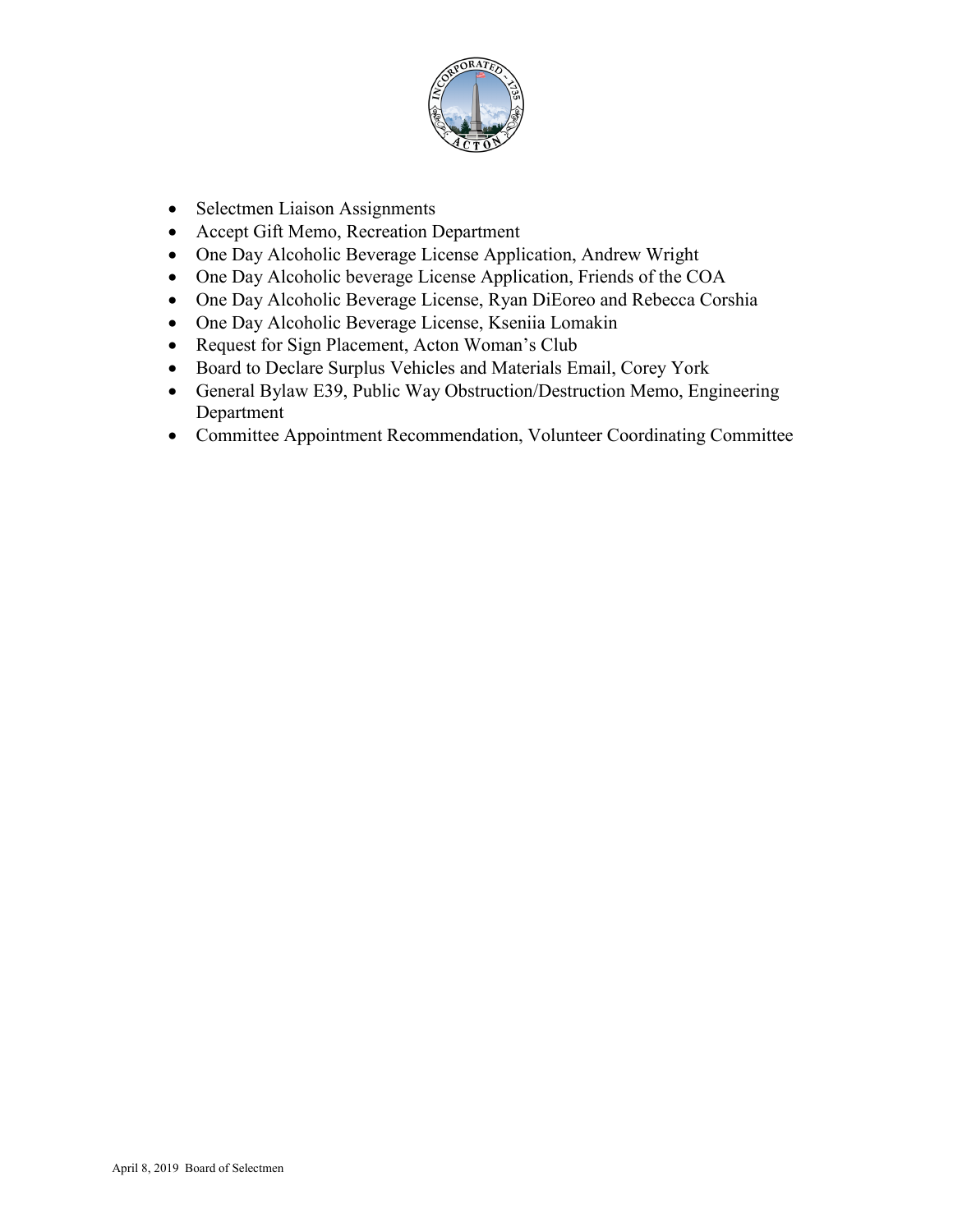- Selectmen Liaison Assignments
- Accept Gift Memo, Recreation Department
- One Day Alcoholic Beverage License Application, Andrew Wright
- One Day Alcoholic beverage License Application, Friends of the COA
- One Day Alcoholic Beverage License, Ryan DiEoreo and Rebecca Corshia
- One Day Alcoholic Beverage License, Kseniia Lomakin
- Request for Sign Placement, Acton Woman's Club
- Board to Declare Surplus Vehicles and Materials Email, Corey York
- General Bylaw E39, Public Way Obstruction/Destruction Memo, Engineering Department
- Committee Appointment Recommendation, Volunteer Coordinating Committee